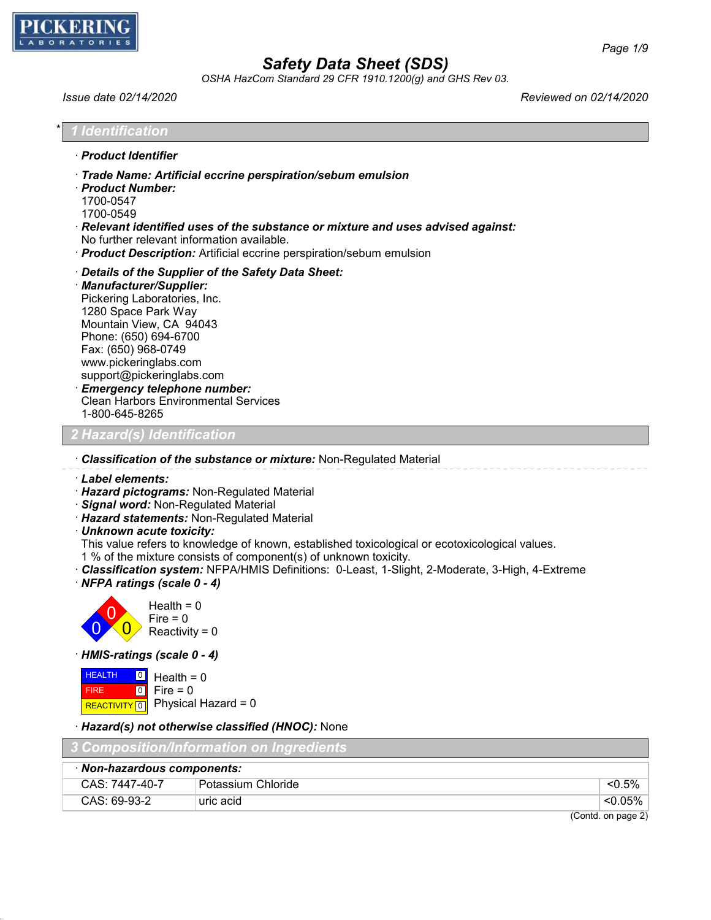# Safety Data Sheet (SDS)

*OSHA HazCom Standard 29 CFR 1910.1200(g) and GHS Rev 03.*

*Issue date 02/14/2020* *Reviewed on 02/14/2020*

## * 1 Identification

· **Product Identifier**

· **Trade Name: Artificial eccrine perspiration/sebum emulsion**

· **Product Number:**
1700-0547
1700-0549

· **Relevant identified uses of the substance or mixture and uses advised against:**
No further relevant information available.

· **Product Description:** Artificial eccrine perspiration/sebum emulsion

· **Details of the Supplier of the Safety Data Sheet:**

· **Manufacturer/Supplier:**
Pickering Laboratories, Inc.
1280 Space Park Way
Mountain View, CA 94043
Phone: (650) 694-6700
Fax: (650) 968-0749
www.pickeringlabs.com
support@pickeringlabs.com

· **Emergency telephone number:**
Clean Harbors Environmental Services
1-800-645-8265

## 2 Hazard(s) Identification

· **Classification of the substance or mixture:** Non-Regulated Material

· **Label elements:**

· **Hazard pictograms:** Non-Regulated Material

· **Signal word:** Non-Regulated Material

· **Hazard statements:** Non-Regulated Material

· **Unknown acute toxicity:**
This value refers to knowledge of known, established toxicological or ecotoxicological values.
1 % of the mixture consists of component(s) of unknown toxicity.

· **Classification system:** NFPA/HMIS Definitions: 0-Least, 1-Slight, 2-Moderate, 3-High, 4-Extreme

· **NFPA ratings (scale 0 - 4)**

Health = 0
Fire = 0
Reactivity = 0

· **HMIS-ratings (scale 0 - 4)**

| | |
|---|---|
| HEALTH | 0 |
| FIRE | 0 |
| REACTIVITY | 0 |

Health = 0
Fire = 0
Physical Hazard = 0

· **Hazard(s) not otherwise classified (HNOC):** None

## 3 Composition/Information on Ingredients

| · **Non-hazardous components:** | | |
|---|---|---|
| CAS: 7447-40-7 | Potassium Chloride | <0.5% |
| CAS: 69-93-2 | uric acid | <0.05% |

(Contd. on page 2)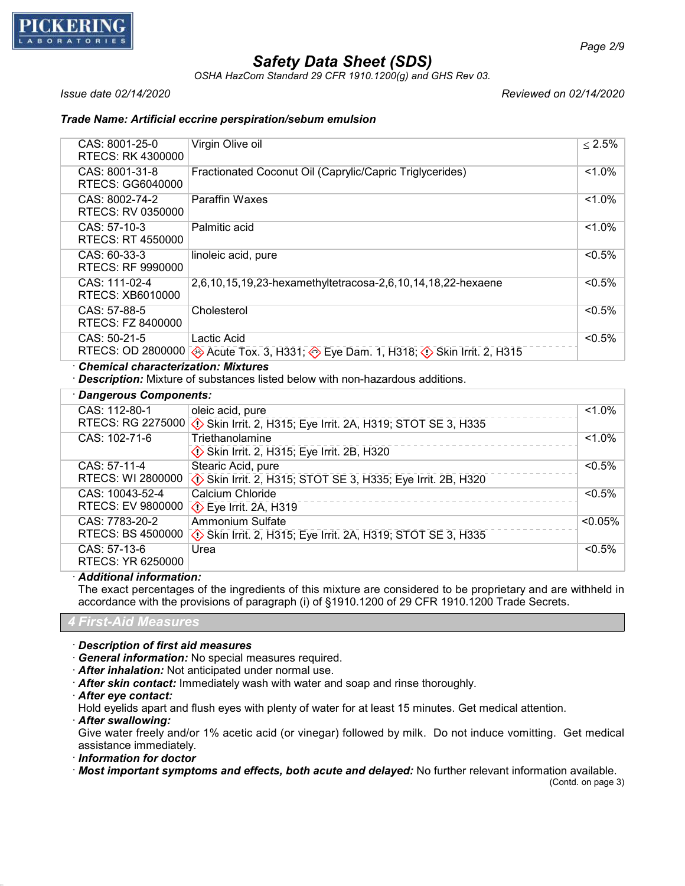**Trade Name: Artificial eccrine perspiration/sebum emulsion**

| CAS / RTECS | Component | % |
|---|---|---|
| CAS: 8001-25-0<br>RTECS: RK 4300000 | Virgin Olive oil | ≤ 2.5% |
| CAS: 8001-31-8<br>RTECS: GG6040000 | Fractionated Coconut Oil (Caprylic/Capric Triglycerides) | <1.0% |
| CAS: 8002-74-2<br>RTECS: RV 0350000 | Paraffin Waxes | <1.0% |
| CAS: 57-10-3<br>RTECS: RT 4550000 | Palmitic acid | <1.0% |
| CAS: 60-33-3<br>RTECS: RF 9990000 | linoleic acid, pure | <0.5% |
| CAS: 111-02-4<br>RTECS: XB6010000 | 2,6,10,15,19,23-hexamethyltetracosa-2,6,10,14,18,22-hexaene | <0.5% |
| CAS: 57-88-5<br>RTECS: FZ 8400000 | Cholesterol | <0.5% |
| CAS: 50-21-5<br>RTECS: OD 2800000 | Lactic Acid<br>Acute Tox. 3, H331; Eye Dam. 1, H318; Skin Irrit. 2, H315 | <0.5% |

· ***Chemical characterization: Mixtures***
· ***Description:*** Mixture of substances listed below with non-hazardous additions.

| · ***Dangerous Components:*** | | |
|---|---|---|
| CAS: 112-80-1<br>RTECS: RG 2275000 | oleic acid, pure<br>Skin Irrit. 2, H315; Eye Irrit. 2A, H319; STOT SE 3, H335 | <1.0% |
| CAS: 102-71-6 | Triethanolamine<br>Skin Irrit. 2, H315; Eye Irrit. 2B, H320 | <1.0% |
| CAS: 57-11-4<br>RTECS: WI 2800000 | Stearic Acid, pure<br>Skin Irrit. 2, H315; STOT SE 3, H335; Eye Irrit. 2B, H320 | <0.5% |
| CAS: 10043-52-4<br>RTECS: EV 9800000 | Calcium Chloride<br>Eye Irrit. 2A, H319 | <0.5% |
| CAS: 7783-20-2<br>RTECS: BS 4500000 | Ammonium Sulfate<br>Skin Irrit. 2, H315; Eye Irrit. 2A, H319; STOT SE 3, H335 | <0.05% |
| CAS: 57-13-6<br>RTECS: YR 6250000 | Urea | <0.5% |

· ***Additional information:***
The exact percentages of the ingredients of this mixture are considered to be proprietary and are withheld in accordance with the provisions of paragraph (i) of §1910.1200 of 29 CFR 1910.1200 Trade Secrets.

## 4 First-Aid Measures

· ***Description of first aid measures***
· ***General information:*** No special measures required.
· ***After inhalation:*** Not anticipated under normal use.
· ***After skin contact:*** Immediately wash with water and soap and rinse thoroughly.
· ***After eye contact:***
Hold eyelids apart and flush eyes with plenty of water for at least 15 minutes. Get medical attention.
· ***After swallowing:***
Give water freely and/or 1% acetic acid (or vinegar) followed by milk. Do not induce vomitting. Get medical assistance immediately.
· ***Information for doctor***
· ***Most important symptoms and effects, both acute and delayed:*** No further relevant information available.

(Contd. on page 3)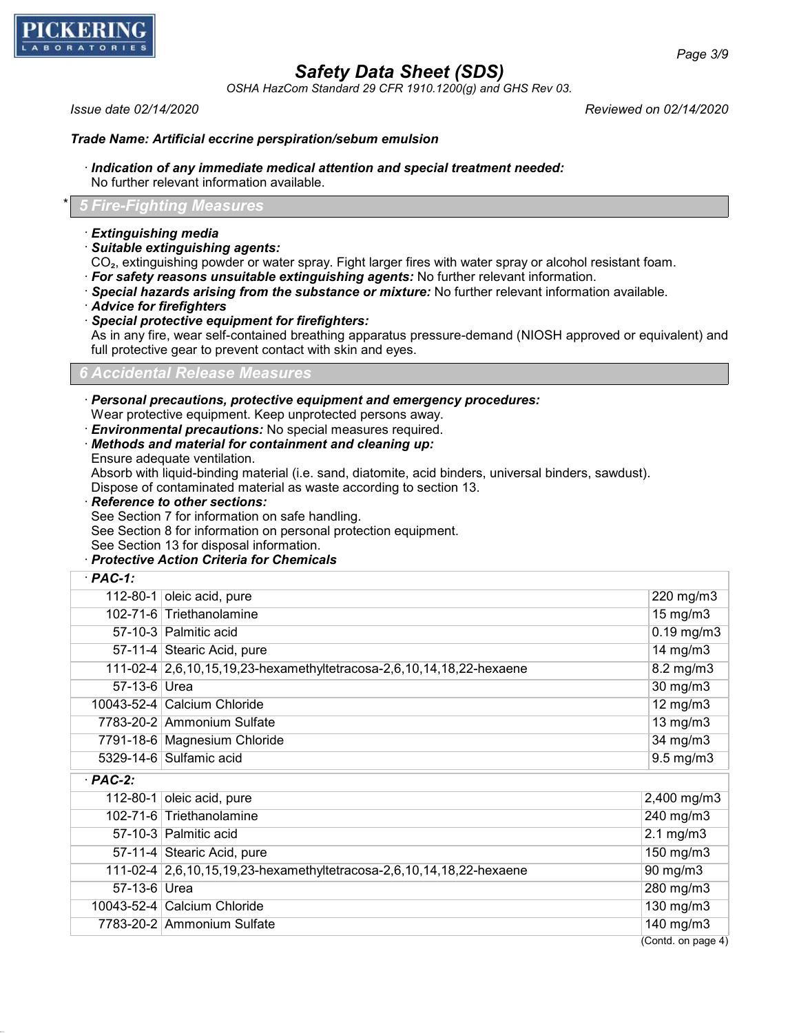*Trade Name: Artificial eccrine perspiration/sebum emulsion*

· ***Indication of any immediate medical attention and special treatment needed:***
No further relevant information available.

## * 5 Fire-Fighting Measures

· ***Extinguishing media***
· ***Suitable extinguishing agents:***
$CO_2$, extinguishing powder or water spray. Fight larger fires with water spray or alcohol resistant foam.
· ***For safety reasons unsuitable extinguishing agents:*** No further relevant information.
· ***Special hazards arising from the substance or mixture:*** No further relevant information available.
· ***Advice for firefighters***
· ***Special protective equipment for firefighters:***
As in any fire, wear self-contained breathing apparatus pressure-demand (NIOSH approved or equivalent) and full protective gear to prevent contact with skin and eyes.

## 6 Accidental Release Measures

· ***Personal precautions, protective equipment and emergency procedures:***
Wear protective equipment. Keep unprotected persons away.
· ***Environmental precautions:*** No special measures required.
· ***Methods and material for containment and cleaning up:***
Ensure adequate ventilation.
Absorb with liquid-binding material (i.e. sand, diatomite, acid binders, universal binders, sawdust).
Dispose of contaminated material as waste according to section 13.
· ***Reference to other sections:***
See Section 7 for information on safe handling.
See Section 8 for information on personal protection equipment.
See Section 13 for disposal information.
· ***Protective Action Criteria for Chemicals***

| · ***PAC-1:*** | | |
|---|---|---|
| 112-80-1 | oleic acid, pure | 220 mg/m3 |
| 102-71-6 | Triethanolamine | 15 mg/m3 |
| 57-10-3 | Palmitic acid | 0.19 mg/m3 |
| 57-11-4 | Stearic Acid, pure | 14 mg/m3 |
| 111-02-4 | 2,6,10,15,19,23-hexamethyltetracosa-2,6,10,14,18,22-hexaene | 8.2 mg/m3 |
| 57-13-6 | Urea | 30 mg/m3 |
| 10043-52-4 | Calcium Chloride | 12 mg/m3 |
| 7783-20-2 | Ammonium Sulfate | 13 mg/m3 |
| 7791-18-6 | Magnesium Chloride | 34 mg/m3 |
| 5329-14-6 | Sulfamic acid | 9.5 mg/m3 |

| · ***PAC-2:*** | | |
|---|---|---|
| 112-80-1 | oleic acid, pure | 2,400 mg/m3 |
| 102-71-6 | Triethanolamine | 240 mg/m3 |
| 57-10-3 | Palmitic acid | 2.1 mg/m3 |
| 57-11-4 | Stearic Acid, pure | 150 mg/m3 |
| 111-02-4 | 2,6,10,15,19,23-hexamethyltetracosa-2,6,10,14,18,22-hexaene | 90 mg/m3 |
| 57-13-6 | Urea | 280 mg/m3 |
| 10043-52-4 | Calcium Chloride | 130 mg/m3 |
| 7783-20-2 | Ammonium Sulfate | 140 mg/m3 |

(Contd. on page 4)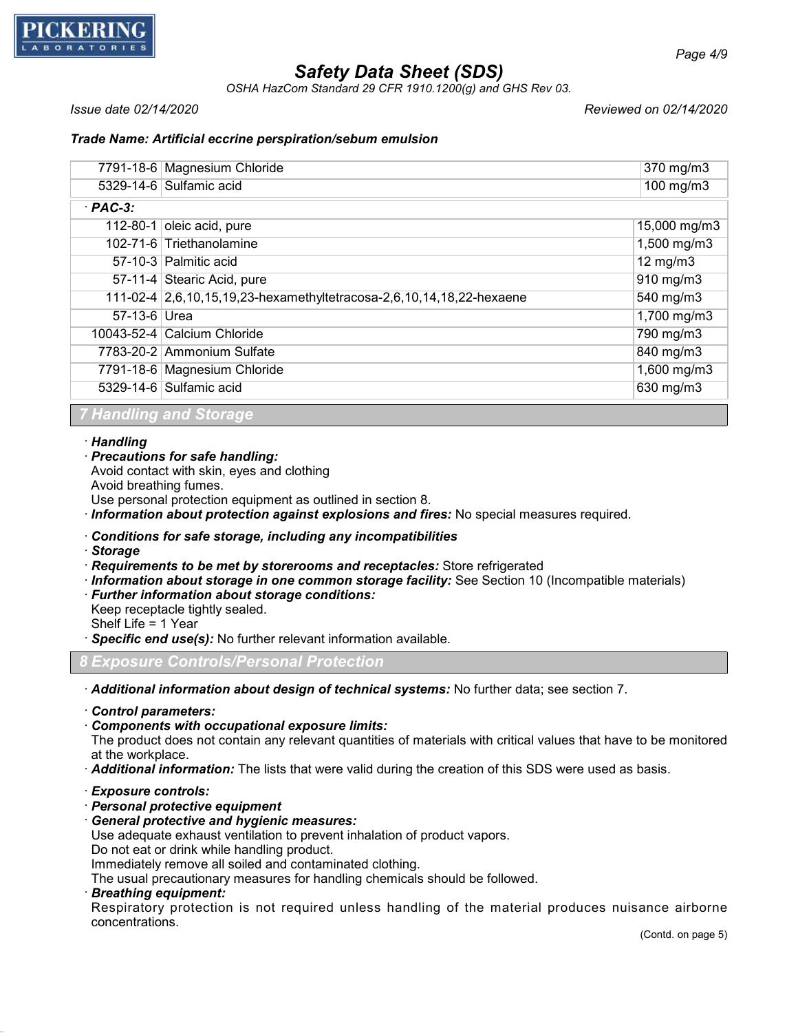*Trade Name: Artificial eccrine perspiration/sebum emulsion*

| | | |
|---|---|---|
| 7791-18-6 | Magnesium Chloride | 370 mg/m3 |
| 5329-14-6 | Sulfamic acid | 100 mg/m3 |
| **· PAC-3:** | | |
| 112-80-1 | oleic acid, pure | 15,000 mg/m3 |
| 102-71-6 | Triethanolamine | 1,500 mg/m3 |
| 57-10-3 | Palmitic acid | 12 mg/m3 |
| 57-11-4 | Stearic Acid, pure | 910 mg/m3 |
| 111-02-4 | 2,6,10,15,19,23-hexamethyltetracosa-2,6,10,14,18,22-hexaene | 540 mg/m3 |
| 57-13-6 | Urea | 1,700 mg/m3 |
| 10043-52-4 | Calcium Chloride | 790 mg/m3 |
| 7783-20-2 | Ammonium Sulfate | 840 mg/m3 |
| 7791-18-6 | Magnesium Chloride | 1,600 mg/m3 |
| 5329-14-6 | Sulfamic acid | 630 mg/m3 |

## 7 Handling and Storage

· **Handling**
· **Precautions for safe handling:**
Avoid contact with skin, eyes and clothing
Avoid breathing fumes.
Use personal protection equipment as outlined in section 8.
· **Information about protection against explosions and fires:** No special measures required.

· **Conditions for safe storage, including any incompatibilities**
· **Storage**
· **Requirements to be met by storerooms and receptacles:** Store refrigerated
· **Information about storage in one common storage facility:** See Section 10 (Incompatible materials)
· **Further information about storage conditions:**
Keep receptacle tightly sealed.
Shelf Life = 1 Year
· **Specific end use(s):** No further relevant information available.

## 8 Exposure Controls/Personal Protection

· **Additional information about design of technical systems:** No further data; see section 7.

· **Control parameters:**
· **Components with occupational exposure limits:**
The product does not contain any relevant quantities of materials with critical values that have to be monitored at the workplace.
· **Additional information:** The lists that were valid during the creation of this SDS were used as basis.

· **Exposure controls:**
· **Personal protective equipment**
· **General protective and hygienic measures:**
Use adequate exhaust ventilation to prevent inhalation of product vapors.
Do not eat or drink while handling product.
Immediately remove all soiled and contaminated clothing.
The usual precautionary measures for handling chemicals should be followed.
· **Breathing equipment:**
Respiratory protection is not required unless handling of the material produces nuisance airborne concentrations.

(Contd. on page 5)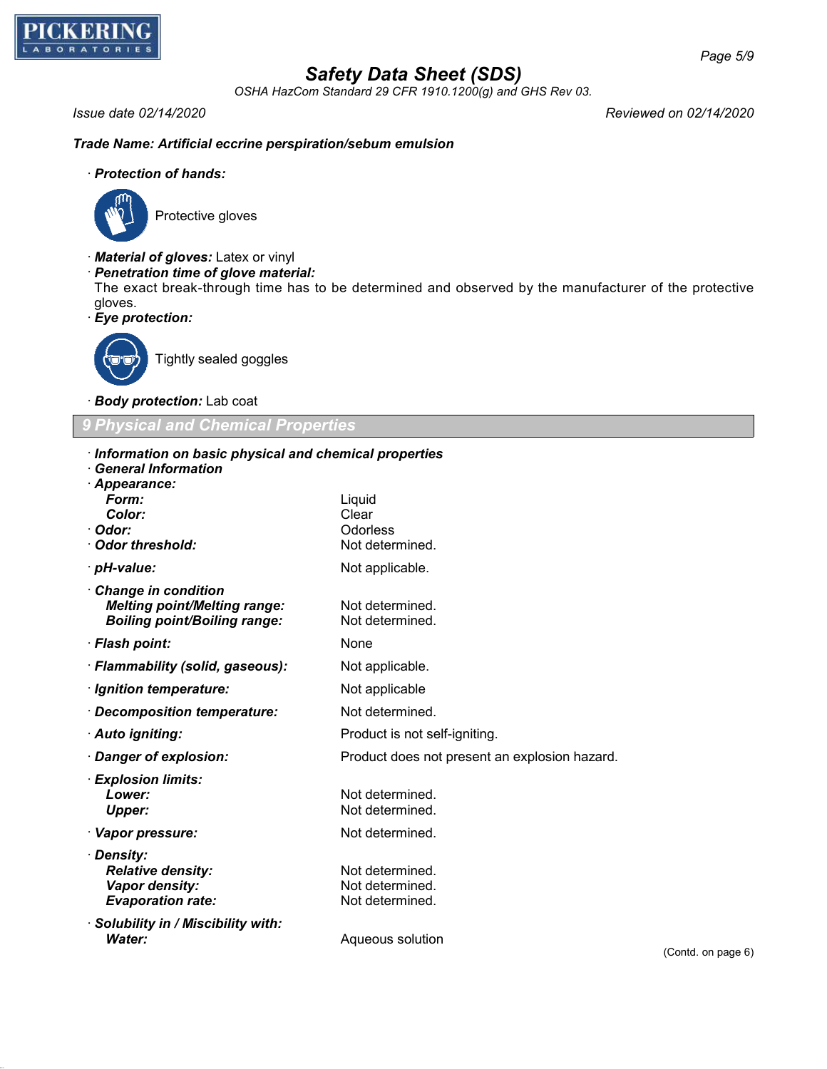**Trade Name: Artificial eccrine perspiration/sebum emulsion**

· **Protection of hands:**

Protective gloves

· **Material of gloves:** Latex or vinyl

· **Penetration time of glove material:**

The exact break-through time has to be determined and observed by the manufacturer of the protective gloves.

· **Eye protection:**

Tightly sealed goggles

· **Body protection:** Lab coat

## 9 Physical and Chemical Properties

· **Information on basic physical and chemical properties**

· **General Information**

| | |
|---|---|
| · **Appearance:** | |
| **Form:** | Liquid |
| **Color:** | Clear |
| · **Odor:** | Odorless |
| · **Odor threshold:** | Not determined. |
| · **pH-value:** | Not applicable. |
| · **Change in condition** | |
| **Melting point/Melting range:** | Not determined. |
| **Boiling point/Boiling range:** | Not determined. |
| · **Flash point:** | None |
| · **Flammability (solid, gaseous):** | Not applicable. |
| · **Ignition temperature:** | Not applicable |
| · **Decomposition temperature:** | Not determined. |
| · **Auto igniting:** | Product is not self-igniting. |
| · **Danger of explosion:** | Product does not present an explosion hazard. |
| · **Explosion limits:** | |
| **Lower:** | Not determined. |
| **Upper:** | Not determined. |
| · **Vapor pressure:** | Not determined. |
| · **Density:** | |
| **Relative density:** | Not determined. |
| **Vapor density:** | Not determined. |
| **Evaporation rate:** | Not determined. |
| · **Solubility in / Miscibility with:** | |
| **Water:** | Aqueous solution |

(Contd. on page 6)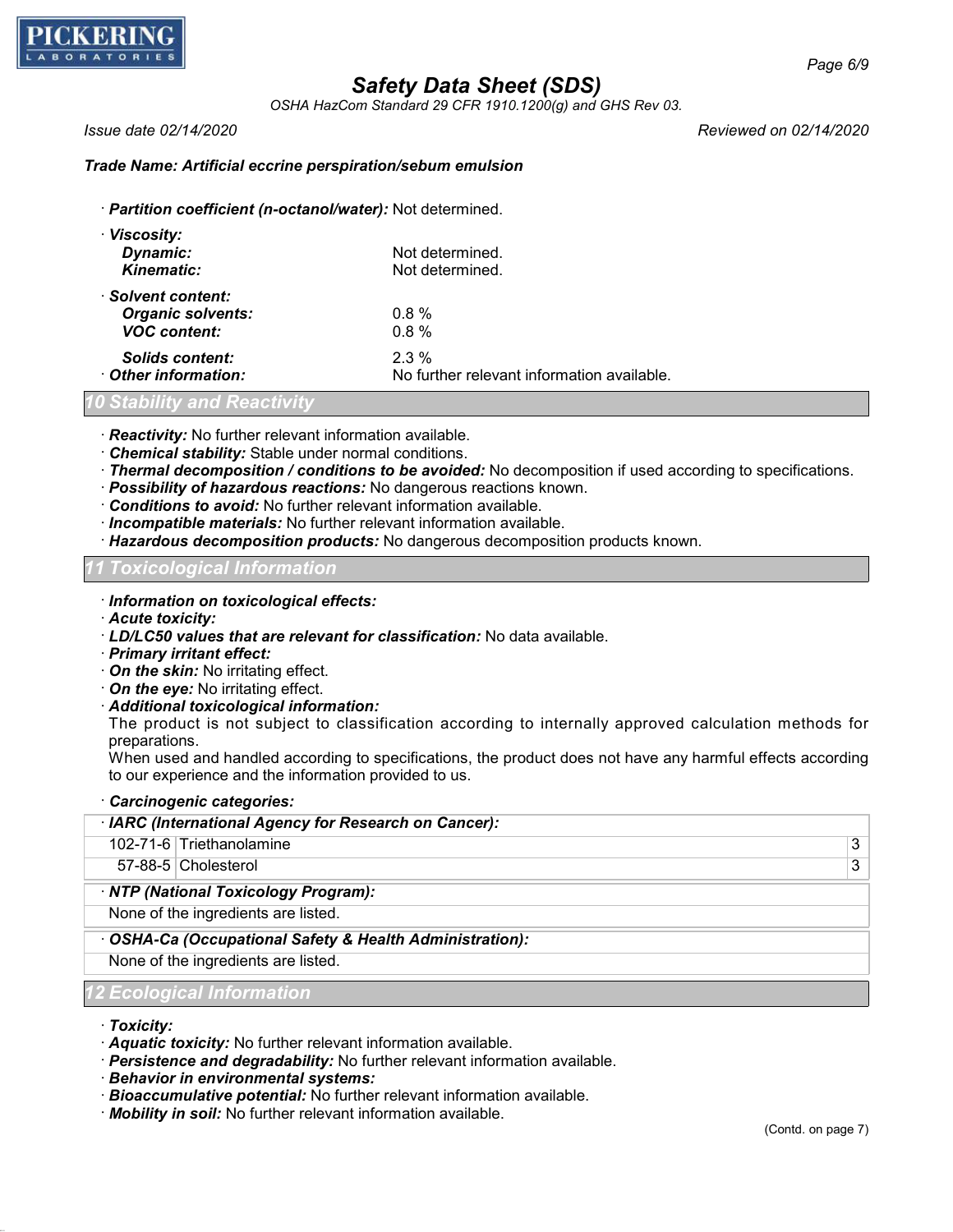**Trade Name: Artificial eccrine perspiration/sebum emulsion**

· **Partition coefficient (n-octanol/water):** Not determined.

· **Viscosity:**
  - **Dynamic:** Not determined.
  - **Kinematic:** Not determined.

· **Solvent content:**
  - **Organic solvents:** 0.8 %
  - **VOC content:** 0.8 %
  - **Solids content:** 2.3 %

· **Other information:** No further relevant information available.

## 10 Stability and Reactivity

· **Reactivity:** No further relevant information available.
· **Chemical stability:** Stable under normal conditions.
· **Thermal decomposition / conditions to be avoided:** No decomposition if used according to specifications.
· **Possibility of hazardous reactions:** No dangerous reactions known.
· **Conditions to avoid:** No further relevant information available.
· **Incompatible materials:** No further relevant information available.
· **Hazardous decomposition products:** No dangerous decomposition products known.

## 11 Toxicological Information

· **Information on toxicological effects:**
· **Acute toxicity:**
· **LD/LC50 values that are relevant for classification:** No data available.
· **Primary irritant effect:**
· **On the skin:** No irritating effect.
· **On the eye:** No irritating effect.
· **Additional toxicological information:**
The product is not subject to classification according to internally approved calculation methods for preparations.
When used and handled according to specifications, the product does not have any harmful effects according to our experience and the information provided to us.

· **Carcinogenic categories:**

| · **IARC (International Agency for Research on Cancer):** | | |
|---|---|---|
| 102-71-6 | Triethanolamine | 3 |
| 57-88-5 | Cholesterol | 3 |

· **NTP (National Toxicology Program):**
None of the ingredients are listed.

· **OSHA-Ca (Occupational Safety & Health Administration):**
None of the ingredients are listed.

## 12 Ecological Information

· **Toxicity:**
· **Aquatic toxicity:** No further relevant information available.
· **Persistence and degradability:** No further relevant information available.
· **Behavior in environmental systems:**
· **Bioaccumulative potential:** No further relevant information available.
· **Mobility in soil:** No further relevant information available.

(Contd. on page 7)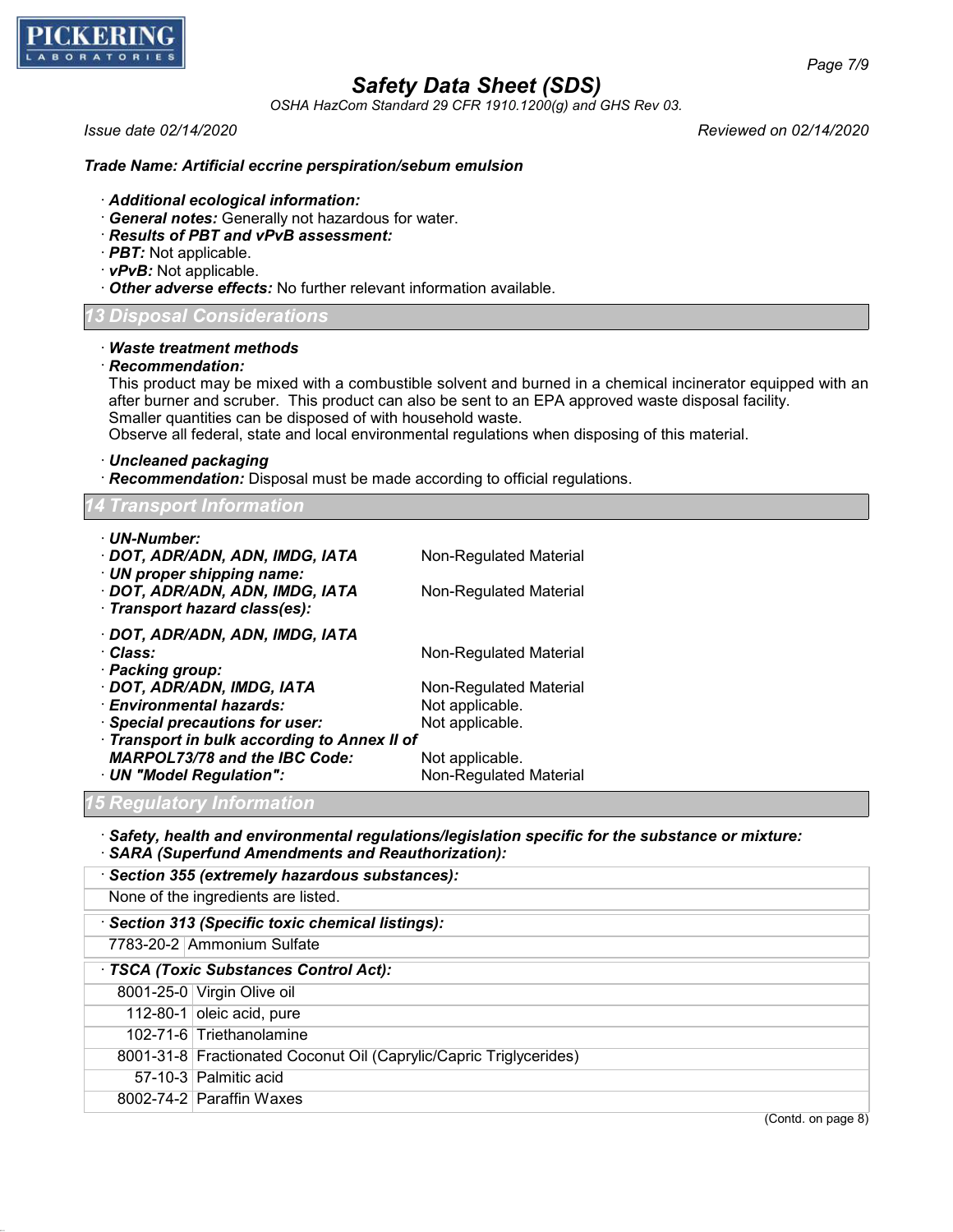**Trade Name: Artificial eccrine perspiration/sebum emulsion**

- **Additional ecological information:**
- **General notes:** Generally not hazardous for water.
- **Results of PBT and vPvB assessment:**
- **PBT:** Not applicable.
- **vPvB:** Not applicable.
- **Other adverse effects:** No further relevant information available.

## 13 Disposal Considerations

- **Waste treatment methods**
- **Recommendation:**
  This product may be mixed with a combustible solvent and burned in a chemical incinerator equipped with an after burner and scrubber. This product can also be sent to an EPA approved waste disposal facility.
  Smaller quantities can be disposed of with household waste.
  Observe all federal, state and local environmental regulations when disposing of this material.

- **Uncleaned packaging**
- **Recommendation:** Disposal must be made according to official regulations.

## 14 Transport Information

- **UN-Number:**
- **DOT, ADR/ADN, ADN, IMDG, IATA** Non-Regulated Material
- **UN proper shipping name:**
- **DOT, ADR/ADN, ADN, IMDG, IATA** Non-Regulated Material
- **Transport hazard class(es):**

- **DOT, ADR/ADN, ADN, IMDG, IATA**
- **Class:** Non-Regulated Material
- **Packing group:**
- **DOT, ADR/ADN, IMDG, IATA** Non-Regulated Material
- **Environmental hazards:** Not applicable.
- **Special precautions for user:** Not applicable.
- **Transport in bulk according to Annex II of MARPOL73/78 and the IBC Code:** Not applicable.
- **UN "Model Regulation":** Non-Regulated Material

## 15 Regulatory Information

- **Safety, health and environmental regulations/legislation specific for the substance or mixture:**
- **SARA (Superfund Amendments and Reauthorization):**

**Section 355 (extremely hazardous substances):**

None of the ingredients are listed.

**Section 313 (Specific toxic chemical listings):**

| | |
|---|---|
| 7783-20-2 | Ammonium Sulfate |

**TSCA (Toxic Substances Control Act):**

| | |
|---|---|
| 8001-25-0 | Virgin Olive oil |
| 112-80-1 | oleic acid, pure |
| 102-71-6 | Triethanolamine |
| 8001-31-8 | Fractionated Coconut Oil (Caprylic/Capric Triglycerides) |
| 57-10-3 | Palmitic acid |
| 8002-74-2 | Paraffin Waxes |

(Contd. on page 8)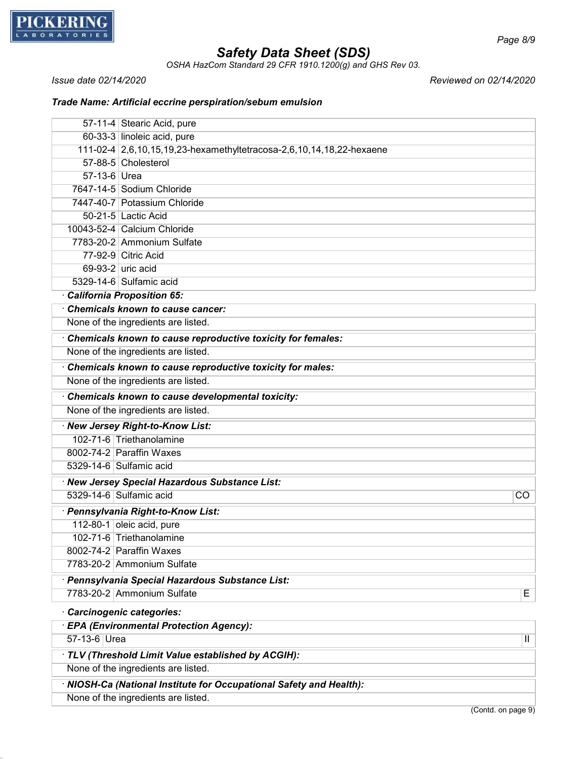## Safety Data Sheet (SDS)

*OSHA HazCom Standard 29 CFR 1910.1200(g) and GHS Rev 03.*

*Issue date 02/14/2020* — *Reviewed on 02/14/2020*

**Trade Name: Artificial eccrine perspiration/sebum emulsion**

| | |
|---|---|
| 57-11-4 | Stearic Acid, pure |
| 60-33-3 | linoleic acid, pure |
| 111-02-4 | 2,6,10,15,19,23-hexamethyltetracosa-2,6,10,14,18,22-hexaene |
| 57-88-5 | Cholesterol |
| 57-13-6 | Urea |
| 7647-14-5 | Sodium Chloride |
| 7447-40-7 | Potassium Chloride |
| 50-21-5 | Lactic Acid |
| 10043-52-4 | Calcium Chloride |
| 7783-20-2 | Ammonium Sulfate |
| 77-92-9 | Citric Acid |
| 69-93-2 | uric acid |
| 5329-14-6 | Sulfamic acid |

· **California Proposition 65:**

· **Chemicals known to cause cancer:**

None of the ingredients are listed.

· **Chemicals known to cause reproductive toxicity for females:**

None of the ingredients are listed.

· **Chemicals known to cause reproductive toxicity for males:**

None of the ingredients are listed.

· **Chemicals known to cause developmental toxicity:**

None of the ingredients are listed.

· **New Jersey Right-to-Know List:**

| | |
|---|---|
| 102-71-6 | Triethanolamine |
| 8002-74-2 | Paraffin Waxes |
| 5329-14-6 | Sulfamic acid |

· **New Jersey Special Hazardous Substance List:**

| | | |
|---|---|---|
| 5329-14-6 | Sulfamic acid | CO |

· **Pennsylvania Right-to-Know List:**

| | |
|---|---|
| 112-80-1 | oleic acid, pure |
| 102-71-6 | Triethanolamine |
| 8002-74-2 | Paraffin Waxes |
| 7783-20-2 | Ammonium Sulfate |

· **Pennsylvania Special Hazardous Substance List:**

| | | |
|---|---|---|
| 7783-20-2 | Ammonium Sulfate | E |

· **Carcinogenic categories:**

· **EPA (Environmental Protection Agency):**

| | | |
|---|---|---|
| 57-13-6 | Urea | II |

· **TLV (Threshold Limit Value established by ACGIH):**

None of the ingredients are listed.

· **NIOSH-Ca (National Institute for Occupational Safety and Health):**

None of the ingredients are listed.

(Contd. on page 9)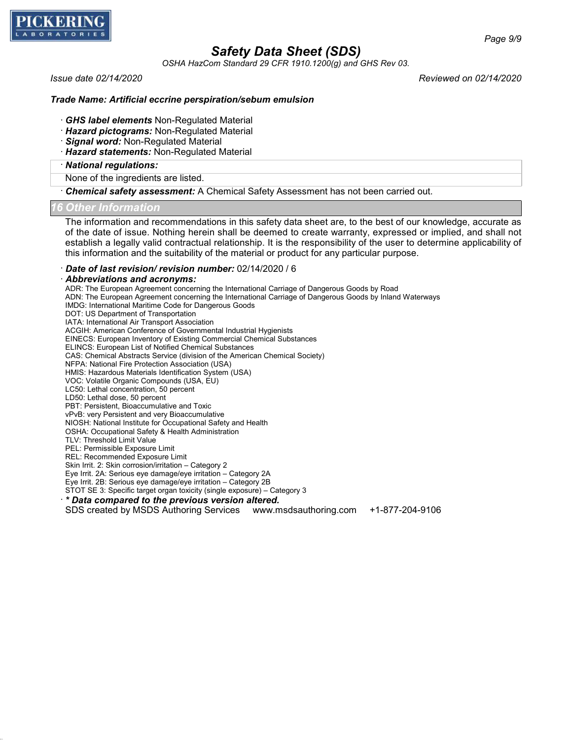Trade Name: Artificial eccrine perspiration/sebum emulsion

· **GHS label elements** Non-Regulated Material
· **Hazard pictograms:** Non-Regulated Material
· **Signal word:** Non-Regulated Material
· **Hazard statements:** Non-Regulated Material

· **National regulations:**
None of the ingredients are listed.

· **Chemical safety assessment:** A Chemical Safety Assessment has not been carried out.

## 16 Other Information

The information and recommendations in this safety data sheet are, to the best of our knowledge, accurate as of the date of issue. Nothing herein shall be deemed to create warranty, expressed or implied, and shall not establish a legally valid contractual relationship. It is the responsibility of the user to determine applicability of this information and the suitability of the material or product for any particular purpose.

· **Date of last revision/ revision number:** 02/14/2020 / 6

· **Abbreviations and acronyms:**
ADR: The European Agreement concerning the International Carriage of Dangerous Goods by Road
ADN: The European Agreement concerning the International Carriage of Dangerous Goods by Inland Waterways
IMDG: International Maritime Code for Dangerous Goods
DOT: US Department of Transportation
IATA: International Air Transport Association
ACGIH: American Conference of Governmental Industrial Hygienists
EINECS: European Inventory of Existing Commercial Chemical Substances
ELINCS: European List of Notified Chemical Substances
CAS: Chemical Abstracts Service (division of the American Chemical Society)
NFPA: National Fire Protection Association (USA)
HMIS: Hazardous Materials Identification System (USA)
VOC: Volatile Organic Compounds (USA, EU)
LC50: Lethal concentration, 50 percent
LD50: Lethal dose, 50 percent
PBT: Persistent, Bioaccumulative and Toxic
vPvB: very Persistent and very Bioaccumulative
NIOSH: National Institute for Occupational Safety and Health
OSHA: Occupational Safety & Health Administration
TLV: Threshold Limit Value
PEL: Permissible Exposure Limit
REL: Recommended Exposure Limit
Skin Irrit. 2: Skin corrosion/irritation – Category 2
Eye Irrit. 2A: Serious eye damage/eye irritation – Category 2A
Eye Irrit. 2B: Serious eye damage/eye irritation – Category 2B
STOT SE 3: Specific target organ toxicity (single exposure) – Category 3

· **\* Data compared to the previous version altered.**
SDS created by MSDS Authoring Services www.msdsauthoring.com +1-877-204-9106